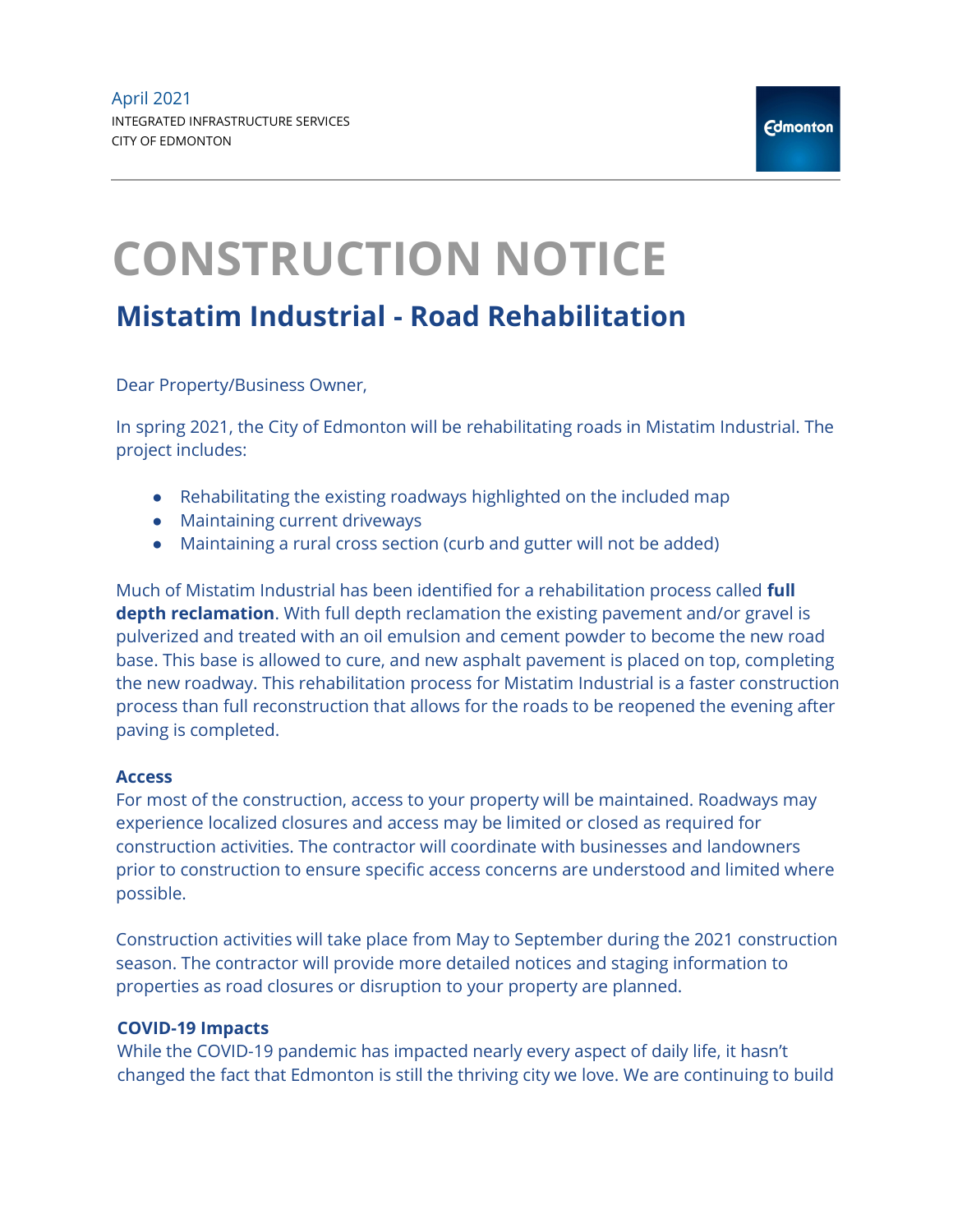April 2021
INTEGRATED INFRASTRUCTURE SERVICES
CITY OF EDMONTON

Edmonton

# CONSTRUCTION NOTICE

## Mistatim Industrial - Road Rehabilitation

Dear Property/Business Owner,

In spring 2021, the City of Edmonton will be rehabilitating roads in Mistatim Industrial. The project includes:

- Rehabilitating the existing roadways highlighted on the included map
- Maintaining current driveways
- Maintaining a rural cross section (curb and gutter will not be added)

Much of Mistatim Industrial has been identified for a rehabilitation process called **full depth reclamation**. With full depth reclamation the existing pavement and/or gravel is pulverized and treated with an oil emulsion and cement powder to become the new road base. This base is allowed to cure, and new asphalt pavement is placed on top, completing the new roadway. This rehabilitation process for Mistatim Industrial is a faster construction process than full reconstruction that allows for the roads to be reopened the evening after paving is completed.

### Access

For most of the construction, access to your property will be maintained. Roadways may experience localized closures and access may be limited or closed as required for construction activities. The contractor will coordinate with businesses and landowners prior to construction to ensure specific access concerns are understood and limited where possible.

Construction activities will take place from May to September during the 2021 construction season. The contractor will provide more detailed notices and staging information to properties as road closures or disruption to your property are planned.

### COVID-19 Impacts

While the COVID-19 pandemic has impacted nearly every aspect of daily life, it hasn't changed the fact that Edmonton is still the thriving city we love. We are continuing to build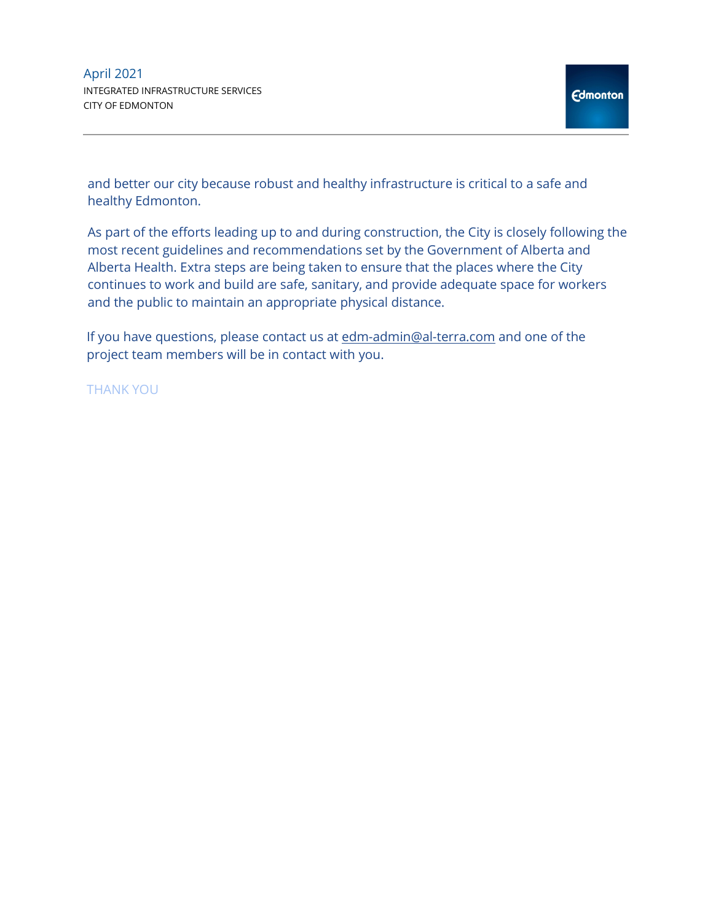and better our city because robust and healthy infrastructure is critical to a safe and healthy Edmonton.

As part of the efforts leading up to and during construction, the City is closely following the most recent guidelines and recommendations set by the Government of Alberta and Alberta Health. Extra steps are being taken to ensure that the places where the City continues to work and build are safe, sanitary, and provide adequate space for workers and the public to maintain an appropriate physical distance.

If you have questions, please contact us at edm-admin@al-terra.com and one of the project team members will be in contact with you.

THANK YOU